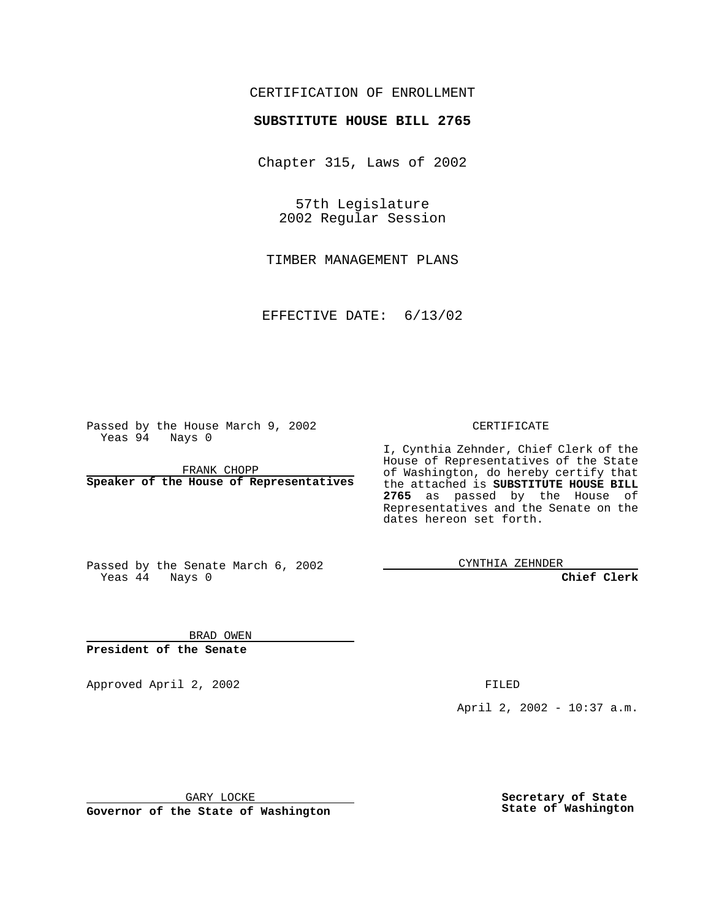CERTIFICATION OF ENROLLMENT

**SUBSTITUTE HOUSE BILL 2765**

Chapter 315, Laws of 2002

57th Legislature
2002 Regular Session

TIMBER MANAGEMENT PLANS

EFFECTIVE DATE: 6/13/02

Passed by the House March 9, 2002
Yeas 94 Nays 0

FRANK CHOPP
**Speaker of the House of Representatives**

Passed by the Senate March 6, 2002
Yeas 44 Nays 0

BRAD OWEN
**President of the Senate**

CERTIFICATE

I, Cynthia Zehnder, Chief Clerk of the House of Representatives of the State of Washington, do hereby certify that the attached is **SUBSTITUTE HOUSE BILL 2765** as passed by the House of Representatives and the Senate on the dates hereon set forth.

CYNTHIA ZEHNDER
**Chief Clerk**

Approved April 2, 2002

GARY LOCKE
**Governor of the State of Washington**

FILED

April 2, 2002 - 10:37 a.m.

**Secretary of State
State of Washington**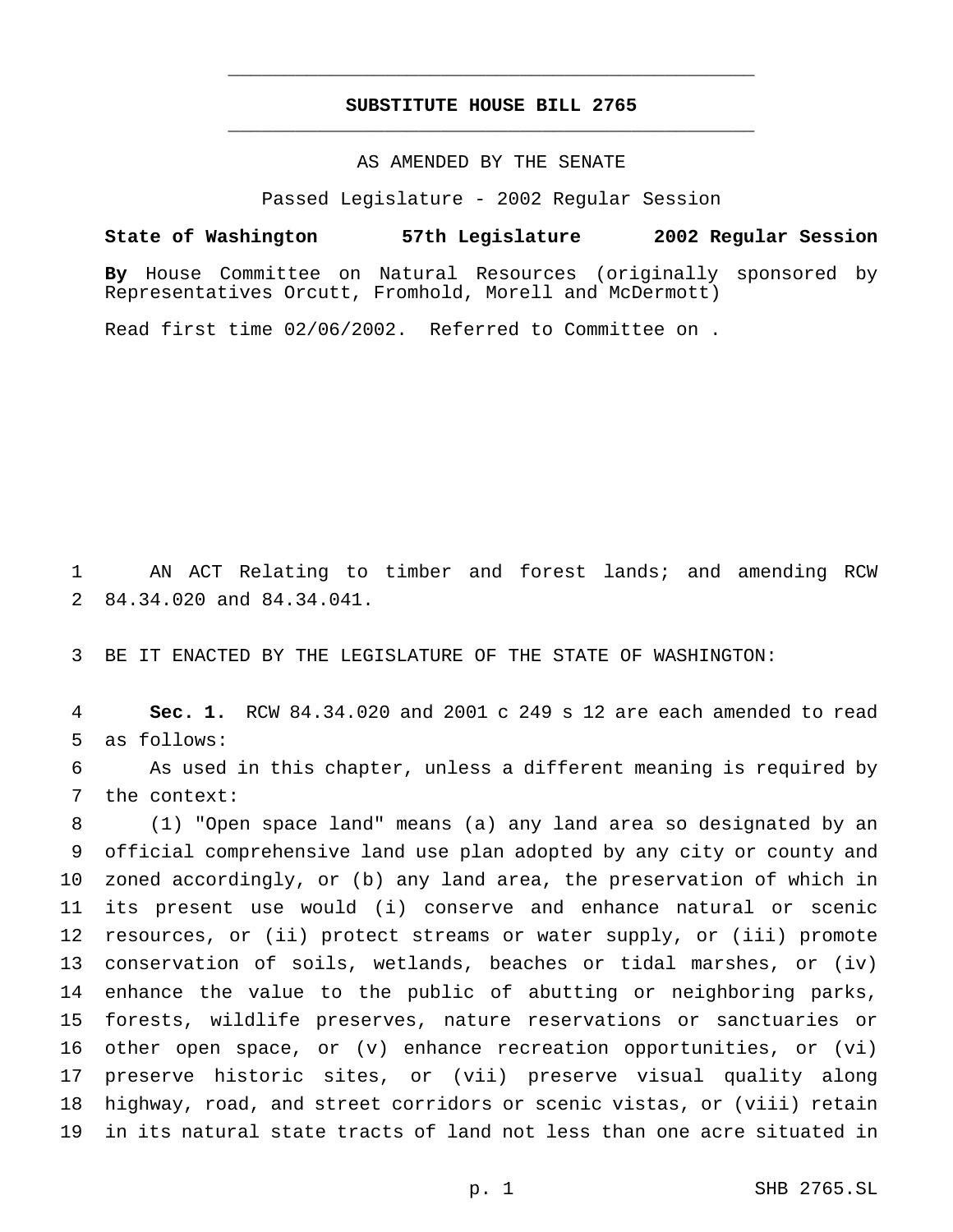# SUBSTITUTE HOUSE BILL 2765

AS AMENDED BY THE SENATE

Passed Legislature - 2002 Regular Session

**State of Washington 57th Legislature 2002 Regular Session**

**By** House Committee on Natural Resources (originally sponsored by Representatives Orcutt, Fromhold, Morell and McDermott)

Read first time 02/06/2002. Referred to Committee on .

AN ACT Relating to timber and forest lands; and amending RCW 84.34.020 and 84.34.041.

BE IT ENACTED BY THE LEGISLATURE OF THE STATE OF WASHINGTON:

**Sec. 1.** RCW 84.34.020 and 2001 c 249 s 12 are each amended to read as follows:

As used in this chapter, unless a different meaning is required by the context:

(1) "Open space land" means (a) any land area so designated by an official comprehensive land use plan adopted by any city or county and zoned accordingly, or (b) any land area, the preservation of which in its present use would (i) conserve and enhance natural or scenic resources, or (ii) protect streams or water supply, or (iii) promote conservation of soils, wetlands, beaches or tidal marshes, or (iv) enhance the value to the public of abutting or neighboring parks, forests, wildlife preserves, nature reservations or sanctuaries or other open space, or (v) enhance recreation opportunities, or (vi) preserve historic sites, or (vii) preserve visual quality along highway, road, and street corridors or scenic vistas, or (viii) retain in its natural state tracts of land not less than one acre situated in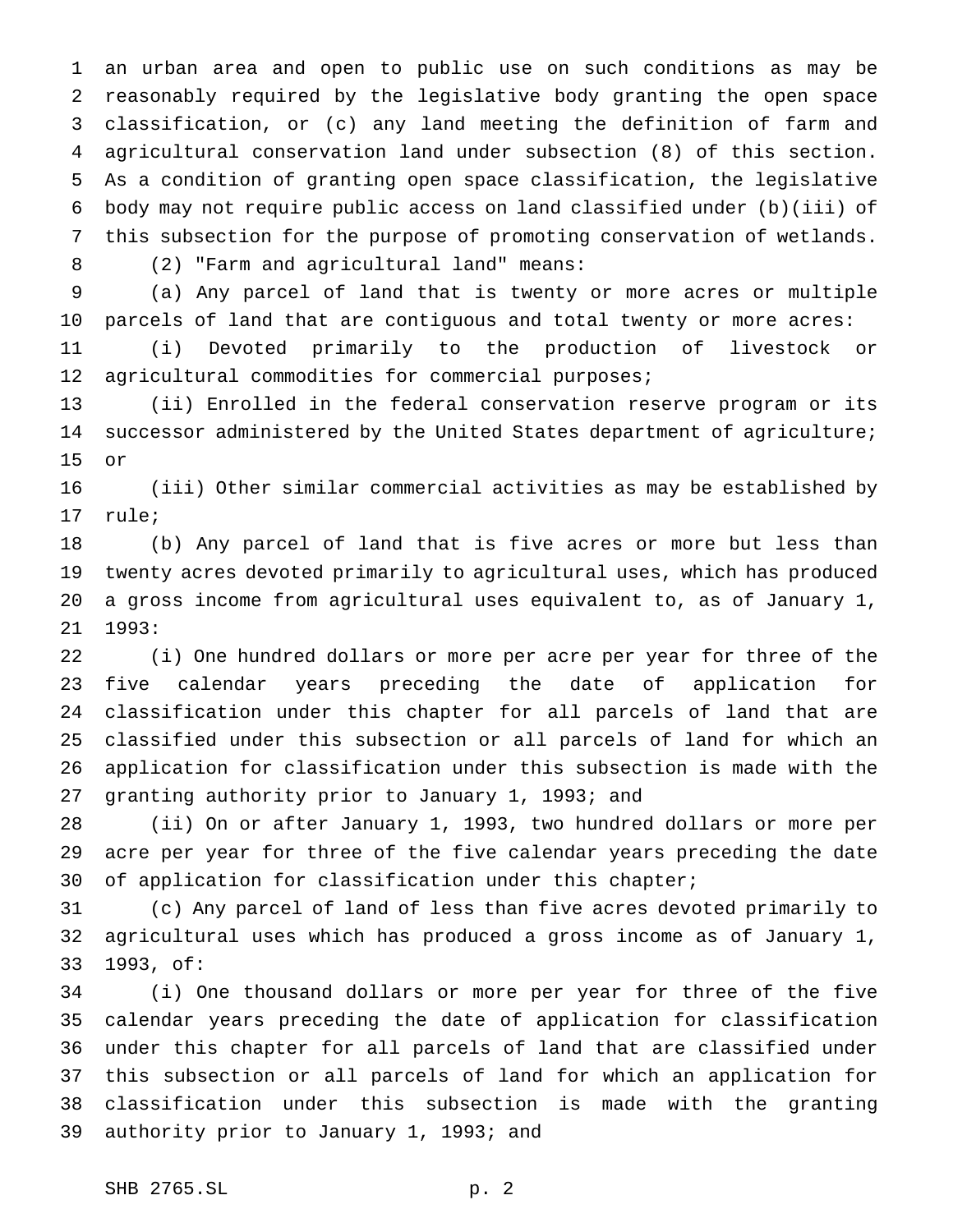an urban area and open to public use on such conditions as may be reasonably required by the legislative body granting the open space classification, or (c) any land meeting the definition of farm and agricultural conservation land under subsection (8) of this section. As a condition of granting open space classification, the legislative body may not require public access on land classified under (b)(iii) of this subsection for the purpose of promoting conservation of wetlands.

(2) "Farm and agricultural land" means:

(a) Any parcel of land that is twenty or more acres or multiple parcels of land that are contiguous and total twenty or more acres:

(i) Devoted primarily to the production of livestock or agricultural commodities for commercial purposes;

(ii) Enrolled in the federal conservation reserve program or its successor administered by the United States department of agriculture; or

(iii) Other similar commercial activities as may be established by rule;

(b) Any parcel of land that is five acres or more but less than twenty acres devoted primarily to agricultural uses, which has produced a gross income from agricultural uses equivalent to, as of January 1, 1993:

(i) One hundred dollars or more per acre per year for three of the five calendar years preceding the date of application for classification under this chapter for all parcels of land that are classified under this subsection or all parcels of land for which an application for classification under this subsection is made with the granting authority prior to January 1, 1993; and

(ii) On or after January 1, 1993, two hundred dollars or more per acre per year for three of the five calendar years preceding the date of application for classification under this chapter;

(c) Any parcel of land of less than five acres devoted primarily to agricultural uses which has produced a gross income as of January 1, 1993, of:

(i) One thousand dollars or more per year for three of the five calendar years preceding the date of application for classification under this chapter for all parcels of land that are classified under this subsection or all parcels of land for which an application for classification under this subsection is made with the granting authority prior to January 1, 1993; and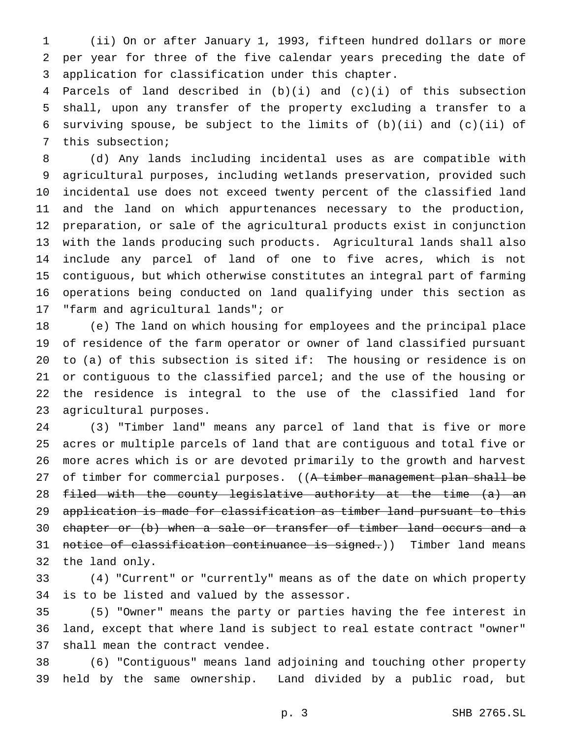(ii) On or after January 1, 1993, fifteen hundred dollars or more per year for three of the five calendar years preceding the date of application for classification under this chapter.

Parcels of land described in (b)(i) and (c)(i) of this subsection shall, upon any transfer of the property excluding a transfer to a surviving spouse, be subject to the limits of (b)(ii) and (c)(ii) of this subsection;

(d) Any lands including incidental uses as are compatible with agricultural purposes, including wetlands preservation, provided such incidental use does not exceed twenty percent of the classified land and the land on which appurtenances necessary to the production, preparation, or sale of the agricultural products exist in conjunction with the lands producing such products. Agricultural lands shall also include any parcel of land of one to five acres, which is not contiguous, but which otherwise constitutes an integral part of farming operations being conducted on land qualifying under this section as "farm and agricultural lands"; or

(e) The land on which housing for employees and the principal place of residence of the farm operator or owner of land classified pursuant to (a) of this subsection is sited if: The housing or residence is on or contiguous to the classified parcel; and the use of the housing or the residence is integral to the use of the classified land for agricultural purposes.

(3) "Timber land" means any parcel of land that is five or more acres or multiple parcels of land that are contiguous and total five or more acres which is or are devoted primarily to the growth and harvest of timber for commercial purposes. ((~~A timber management plan shall be filed with the county legislative authority at the time (a) an application is made for classification as timber land pursuant to this chapter or (b) when a sale or transfer of timber land occurs and a notice of classification continuance is signed.~~)) Timber land means the land only.

(4) "Current" or "currently" means as of the date on which property is to be listed and valued by the assessor.

(5) "Owner" means the party or parties having the fee interest in land, except that where land is subject to real estate contract "owner" shall mean the contract vendee.

(6) "Contiguous" means land adjoining and touching other property held by the same ownership. Land divided by a public road, but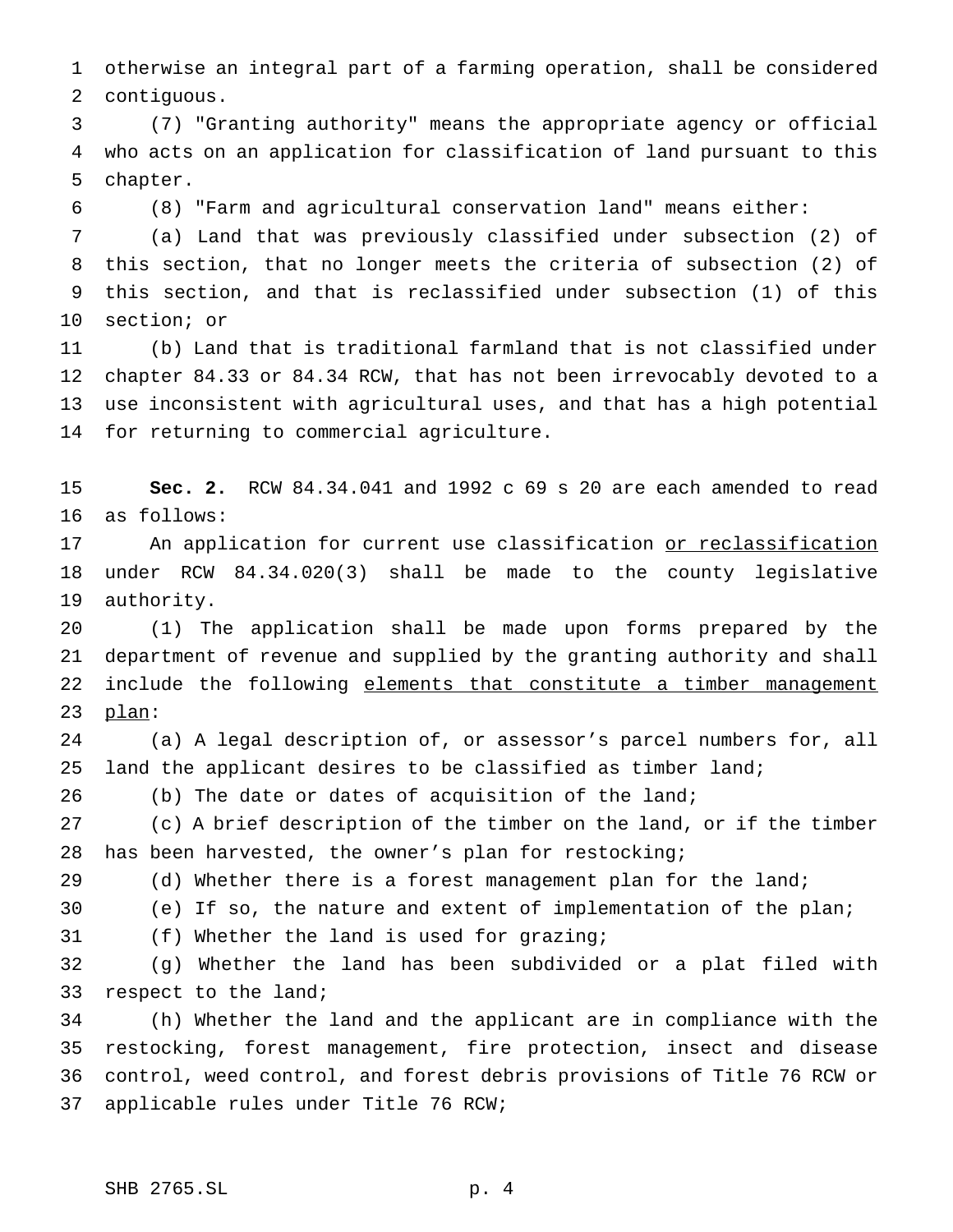otherwise an integral part of a farming operation, shall be considered contiguous.

(7) "Granting authority" means the appropriate agency or official who acts on an application for classification of land pursuant to this chapter.

(8) "Farm and agricultural conservation land" means either:

(a) Land that was previously classified under subsection (2) of this section, that no longer meets the criteria of subsection (2) of this section, and that is reclassified under subsection (1) of this section; or

(b) Land that is traditional farmland that is not classified under chapter 84.33 or 84.34 RCW, that has not been irrevocably devoted to a use inconsistent with agricultural uses, and that has a high potential for returning to commercial agriculture.

**Sec. 2.** RCW 84.34.041 and 1992 c 69 s 20 are each amended to read as follows:

An application for current use classification <u>or reclassification</u> under RCW 84.34.020(3) shall be made to the county legislative authority.

(1) The application shall be made upon forms prepared by the department of revenue and supplied by the granting authority and shall include the following <u>elements that constitute a timber management plan</u>:

(a) A legal description of, or assessor's parcel numbers for, all land the applicant desires to be classified as timber land;

(b) The date or dates of acquisition of the land;

(c) A brief description of the timber on the land, or if the timber has been harvested, the owner's plan for restocking;

(d) Whether there is a forest management plan for the land;

(e) If so, the nature and extent of implementation of the plan;

(f) Whether the land is used for grazing;

(g) Whether the land has been subdivided or a plat filed with respect to the land;

(h) Whether the land and the applicant are in compliance with the restocking, forest management, fire protection, insect and disease control, weed control, and forest debris provisions of Title 76 RCW or applicable rules under Title 76 RCW;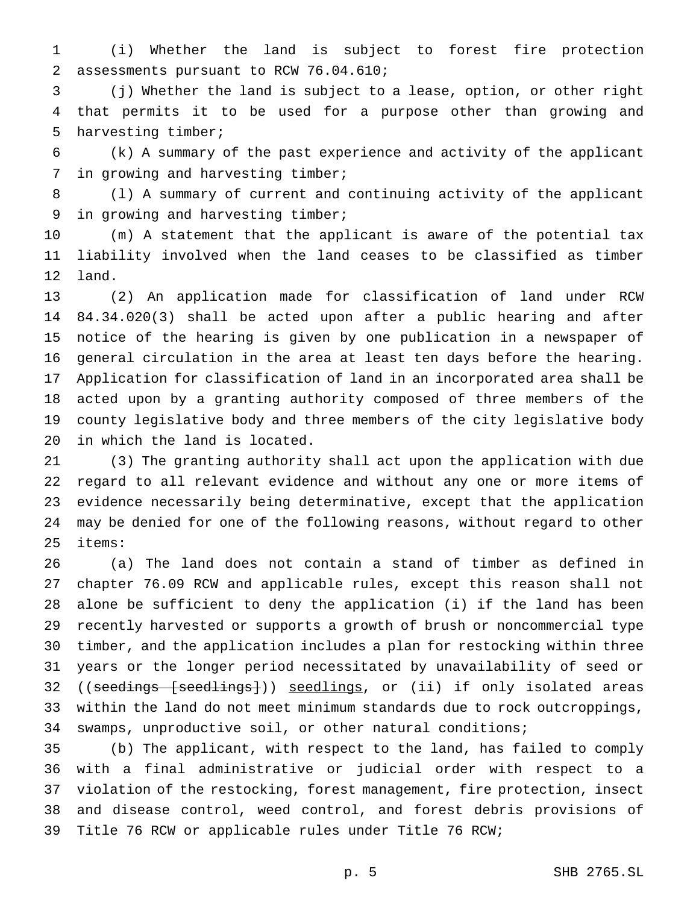(i) Whether the land is subject to forest fire protection assessments pursuant to RCW 76.04.610;

(j) Whether the land is subject to a lease, option, or other right that permits it to be used for a purpose other than growing and harvesting timber;

(k) A summary of the past experience and activity of the applicant in growing and harvesting timber;

(l) A summary of current and continuing activity of the applicant in growing and harvesting timber;

(m) A statement that the applicant is aware of the potential tax liability involved when the land ceases to be classified as timber land.

(2) An application made for classification of land under RCW 84.34.020(3) shall be acted upon after a public hearing and after notice of the hearing is given by one publication in a newspaper of general circulation in the area at least ten days before the hearing. Application for classification of land in an incorporated area shall be acted upon by a granting authority composed of three members of the county legislative body and three members of the city legislative body in which the land is located.

(3) The granting authority shall act upon the application with due regard to all relevant evidence and without any one or more items of evidence necessarily being determinative, except that the application may be denied for one of the following reasons, without regard to other items:

(a) The land does not contain a stand of timber as defined in chapter 76.09 RCW and applicable rules, except this reason shall not alone be sufficient to deny the application (i) if the land has been recently harvested or supports a growth of brush or noncommercial type timber, and the application includes a plan for restocking within three years or the longer period necessitated by unavailability of seed or ((~~seedings [seedlings]~~)) <u>seedlings</u>, or (ii) if only isolated areas within the land do not meet minimum standards due to rock outcroppings, swamps, unproductive soil, or other natural conditions;

(b) The applicant, with respect to the land, has failed to comply with a final administrative or judicial order with respect to a violation of the restocking, forest management, fire protection, insect and disease control, weed control, and forest debris provisions of Title 76 RCW or applicable rules under Title 76 RCW;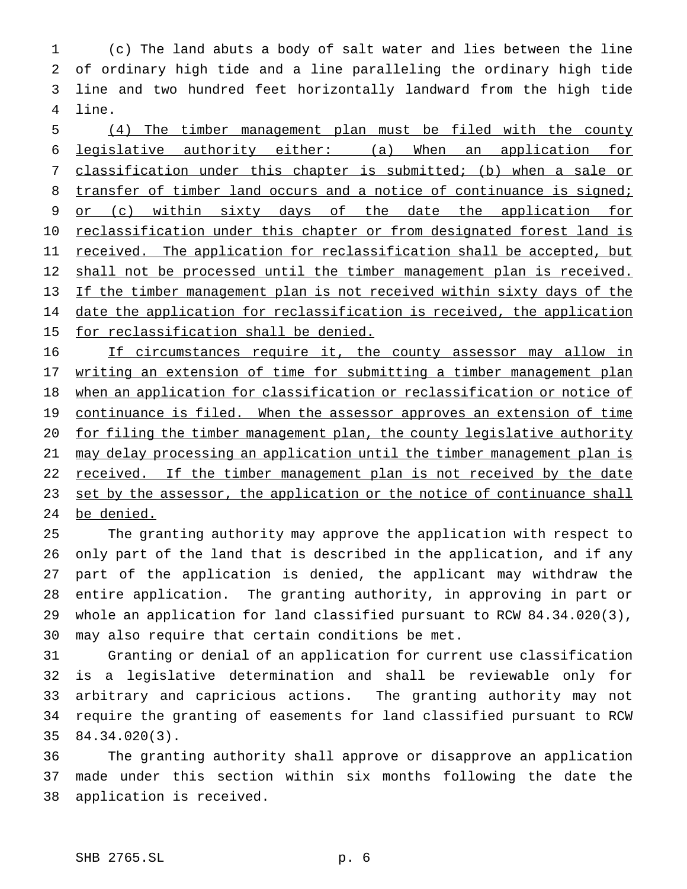(c) The land abuts a body of salt water and lies between the line of ordinary high tide and a line paralleling the ordinary high tide line and two hundred feet horizontally landward from the high tide line.

(4) The timber management plan must be filed with the county legislative authority either: (a) When an application for classification under this chapter is submitted; (b) when a sale or transfer of timber land occurs and a notice of continuance is signed; or (c) within sixty days of the date the application for reclassification under this chapter or from designated forest land is received. The application for reclassification shall be accepted, but shall not be processed until the timber management plan is received. If the timber management plan is not received within sixty days of the date the application for reclassification is received, the application for reclassification shall be denied.

If circumstances require it, the county assessor may allow in writing an extension of time for submitting a timber management plan when an application for classification or reclassification or notice of continuance is filed. When the assessor approves an extension of time for filing the timber management plan, the county legislative authority may delay processing an application until the timber management plan is received. If the timber management plan is not received by the date set by the assessor, the application or the notice of continuance shall be denied.

The granting authority may approve the application with respect to only part of the land that is described in the application, and if any part of the application is denied, the applicant may withdraw the entire application. The granting authority, in approving in part or whole an application for land classified pursuant to RCW 84.34.020(3), may also require that certain conditions be met.

Granting or denial of an application for current use classification is a legislative determination and shall be reviewable only for arbitrary and capricious actions. The granting authority may not require the granting of easements for land classified pursuant to RCW 84.34.020(3).

The granting authority shall approve or disapprove an application made under this section within six months following the date the application is received.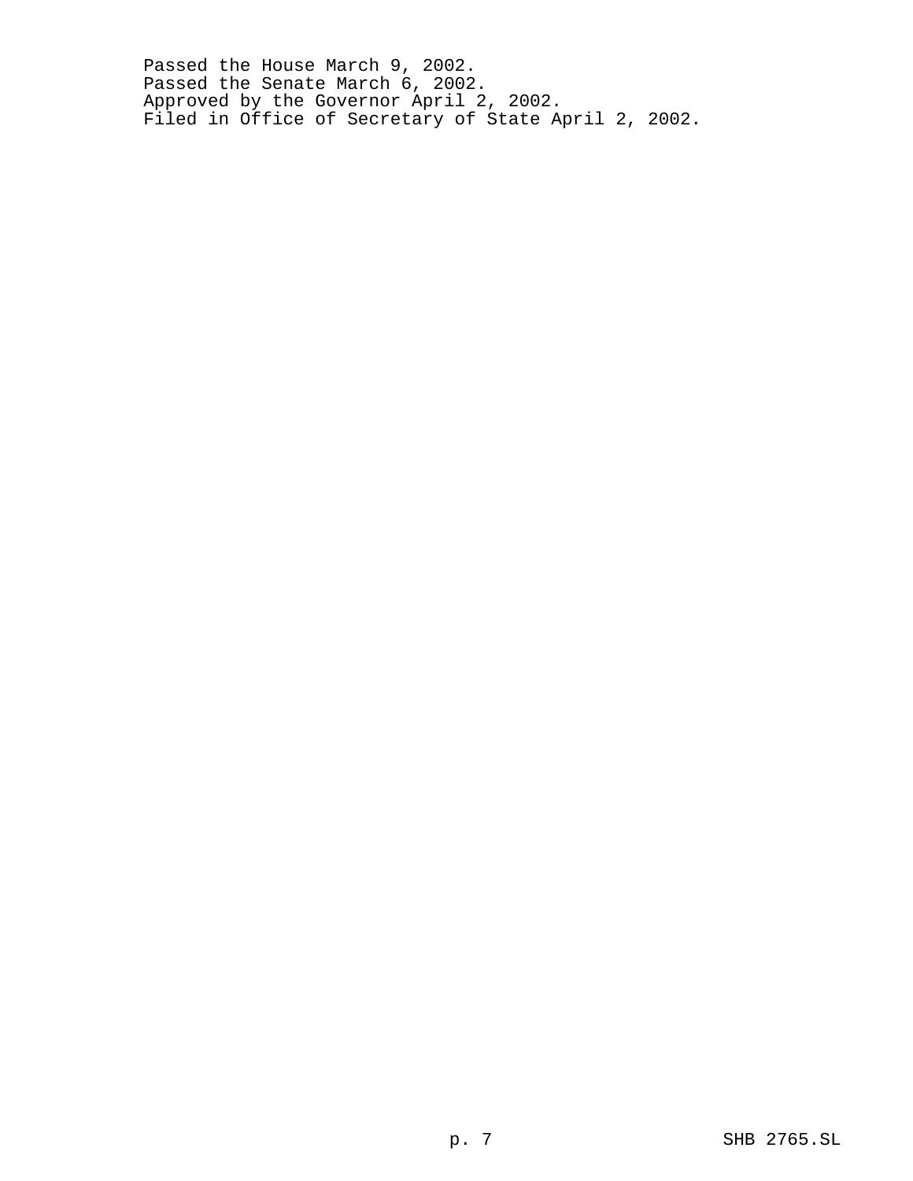Passed the House March 9, 2002.
Passed the Senate March 6, 2002.
Approved by the Governor April 2, 2002.
Filed in Office of Secretary of State April 2, 2002.